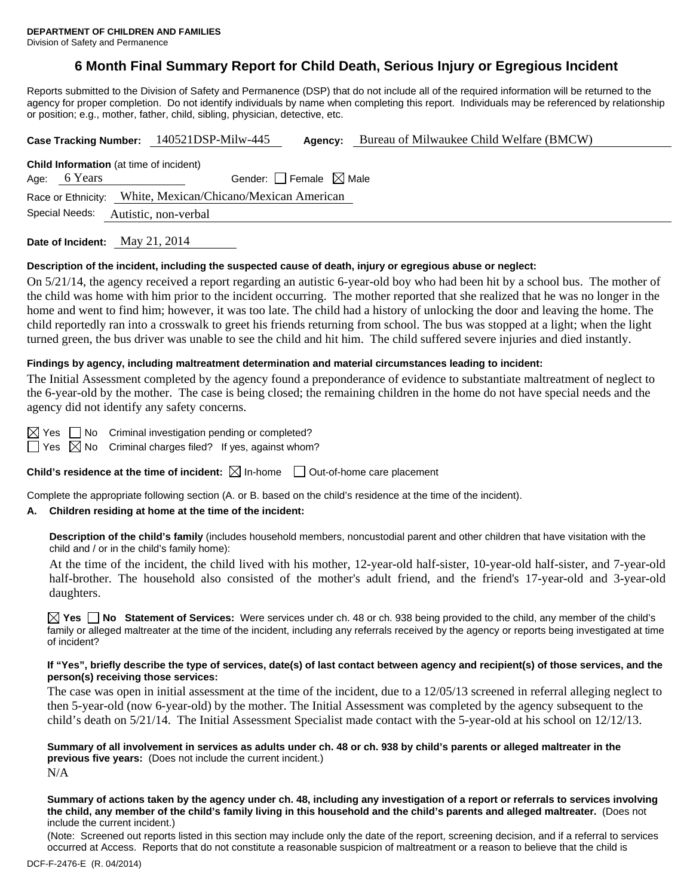**DEPARTMENT OF CHILDREN AND FAMILIES**
Division of Safety and Permanence

# 6 Month Final Summary Report for Child Death, Serious Injury or Egregious Incident

Reports submitted to the Division of Safety and Permanence (DSP) that do not include all of the required information will be returned to the agency for proper completion. Do not identify individuals by name when completing this report. Individuals may be referenced by relationship or position; e.g., mother, father, child, sibling, physician, detective, etc.

**Case Tracking Number:** 140521DSP-Milw-445 **Agency:** Bureau of Milwaukee Child Welfare (BMCW)

**Child Information** (at time of incident)

Age: 6 Years Gender: ☐ Female ☒ Male

Race or Ethnicity: White, Mexican/Chicano/Mexican American

Special Needs: Autistic, non-verbal

**Date of Incident:** May 21, 2014

**Description of the incident, including the suspected cause of death, injury or egregious abuse or neglect:**

On 5/21/14, the agency received a report regarding an autistic 6-year-old boy who had been hit by a school bus. The mother of the child was home with him prior to the incident occurring. The mother reported that she realized that he was no longer in the home and went to find him; however, it was too late. The child had a history of unlocking the door and leaving the home. The child reportedly ran into a crosswalk to greet his friends returning from school. The bus was stopped at a light; when the light turned green, the bus driver was unable to see the child and hit him. The child suffered severe injuries and died instantly.

**Findings by agency, including maltreatment determination and material circumstances leading to incident:**

The Initial Assessment completed by the agency found a preponderance of evidence to substantiate maltreatment of neglect to the 6-year-old by the mother. The case is being closed; the remaining children in the home do not have special needs and the agency did not identify any safety concerns.

☒ Yes ☐ No Criminal investigation pending or completed?

☐ Yes ☒ No Criminal charges filed? If yes, against whom?

**Child's residence at the time of incident:** ☒ In-home ☐ Out-of-home care placement

Complete the appropriate following section (A. or B. based on the child's residence at the time of the incident).

**A. Children residing at home at the time of the incident:**

**Description of the child's family** (includes household members, noncustodial parent and other children that have visitation with the child and / or in the child's family home):

At the time of the incident, the child lived with his mother, 12-year-old half-sister, 10-year-old half-sister, and 7-year-old half-brother. The household also consisted of the mother's adult friend, and the friend's 17-year-old and 3-year-old daughters.

☒ **Yes** ☐ **No Statement of Services:** Were services under ch. 48 or ch. 938 being provided to the child, any member of the child's family or alleged maltreater at the time of the incident, including any referrals received by the agency or reports being investigated at time of incident?

**If "Yes", briefly describe the type of services, date(s) of last contact between agency and recipient(s) of those services, and the person(s) receiving those services:**

The case was open in initial assessment at the time of the incident, due to a 12/05/13 screened in referral alleging neglect to then 5-year-old (now 6-year-old) by the mother. The Initial Assessment was completed by the agency subsequent to the child's death on 5/21/14. The Initial Assessment Specialist made contact with the 5-year-old at his school on 12/12/13.

**Summary of all involvement in services as adults under ch. 48 or ch. 938 by child's parents or alleged maltreater in the previous five years:** (Does not include the current incident.)

N/A

**Summary of actions taken by the agency under ch. 48, including any investigation of a report or referrals to services involving the child, any member of the child's family living in this household and the child's parents and alleged maltreater.** (Does not include the current incident.)

(Note: Screened out reports listed in this section may include only the date of the report, screening decision, and if a referral to services occurred at Access. Reports that do not constitute a reasonable suspicion of maltreatment or a reason to believe that the child is

DCF-F-2476-E (R. 04/2014)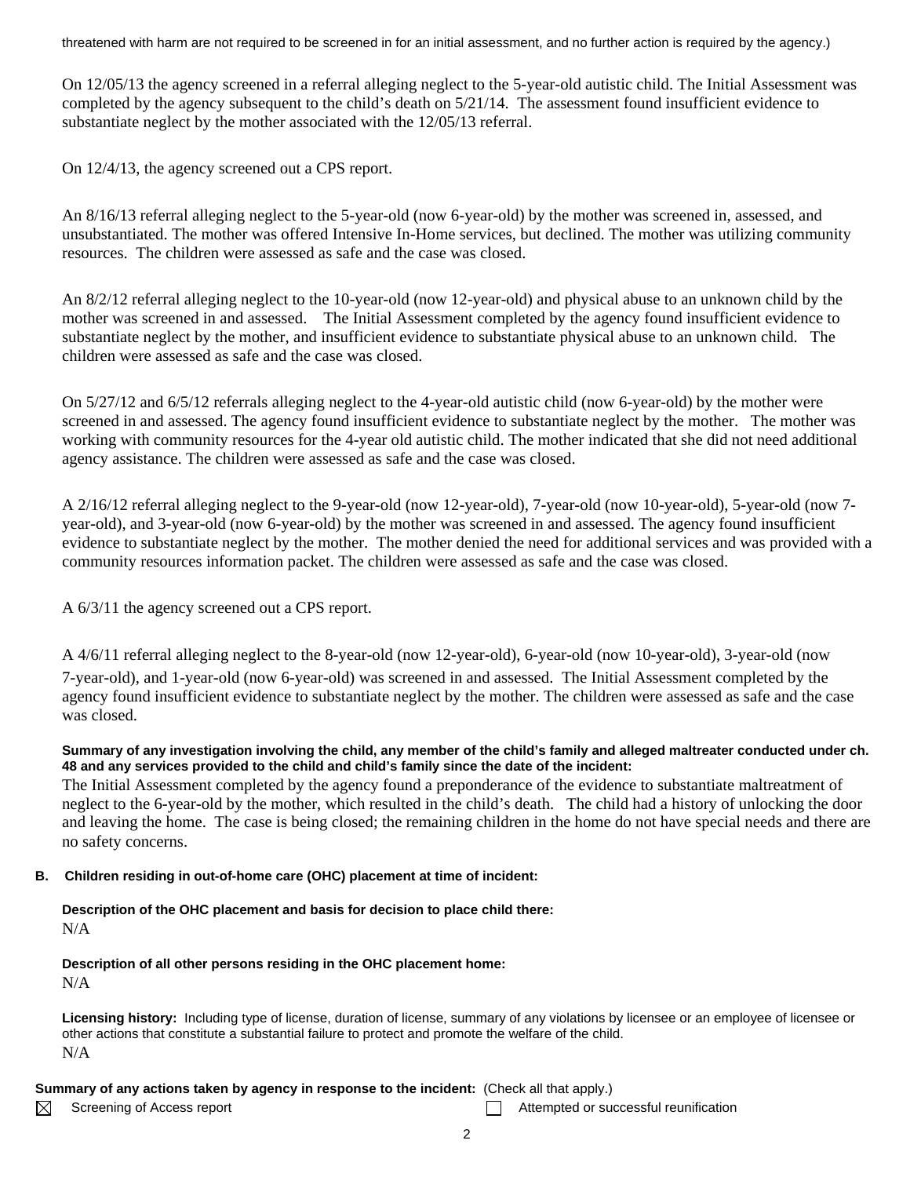threatened with harm are not required to be screened in for an initial assessment, and no further action is required by the agency.)

On 12/05/13 the agency screened in a referral alleging neglect to the 5-year-old autistic child. The Initial Assessment was completed by the agency subsequent to the child's death on 5/21/14. The assessment found insufficient evidence to substantiate neglect by the mother associated with the 12/05/13 referral.

On 12/4/13, the agency screened out a CPS report.

An 8/16/13 referral alleging neglect to the 5-year-old (now 6-year-old) by the mother was screened in, assessed, and unsubstantiated. The mother was offered Intensive In-Home services, but declined. The mother was utilizing community resources. The children were assessed as safe and the case was closed.

An 8/2/12 referral alleging neglect to the 10-year-old (now 12-year-old) and physical abuse to an unknown child by the mother was screened in and assessed. The Initial Assessment completed by the agency found insufficient evidence to substantiate neglect by the mother, and insufficient evidence to substantiate physical abuse to an unknown child. The children were assessed as safe and the case was closed.

On 5/27/12 and 6/5/12 referrals alleging neglect to the 4-year-old autistic child (now 6-year-old) by the mother were screened in and assessed. The agency found insufficient evidence to substantiate neglect by the mother. The mother was working with community resources for the 4-year old autistic child. The mother indicated that she did not need additional agency assistance. The children were assessed as safe and the case was closed.

A 2/16/12 referral alleging neglect to the 9-year-old (now 12-year-old), 7-year-old (now 10-year-old), 5-year-old (now 7-year-old), and 3-year-old (now 6-year-old) by the mother was screened in and assessed. The agency found insufficient evidence to substantiate neglect by the mother. The mother denied the need for additional services and was provided with a community resources information packet. The children were assessed as safe and the case was closed.

A 6/3/11 the agency screened out a CPS report.

A 4/6/11 referral alleging neglect to the 8-year-old (now 12-year-old), 6-year-old (now 10-year-old), 3-year-old (now 7-year-old), and 1-year-old (now 6-year-old) was screened in and assessed. The Initial Assessment completed by the agency found insufficient evidence to substantiate neglect by the mother. The children were assessed as safe and the case was closed.

**Summary of any investigation involving the child, any member of the child's family and alleged maltreater conducted under ch. 48 and any services provided to the child and child's family since the date of the incident:**

The Initial Assessment completed by the agency found a preponderance of the evidence to substantiate maltreatment of neglect to the 6-year-old by the mother, which resulted in the child's death. The child had a history of unlocking the door and leaving the home. The case is being closed; the remaining children in the home do not have special needs and there are no safety concerns.

**B. Children residing in out-of-home care (OHC) placement at time of incident:**

**Description of the OHC placement and basis for decision to place child there:**
N/A

**Description of all other persons residing in the OHC placement home:**
N/A

**Licensing history:** Including type of license, duration of license, summary of any violations by licensee or an employee of licensee or other actions that constitute a substantial failure to protect and promote the welfare of the child.
N/A

**Summary of any actions taken by agency in response to the incident:** (Check all that apply.)

☒ Screening of Access report ☐ Attempted or successful reunification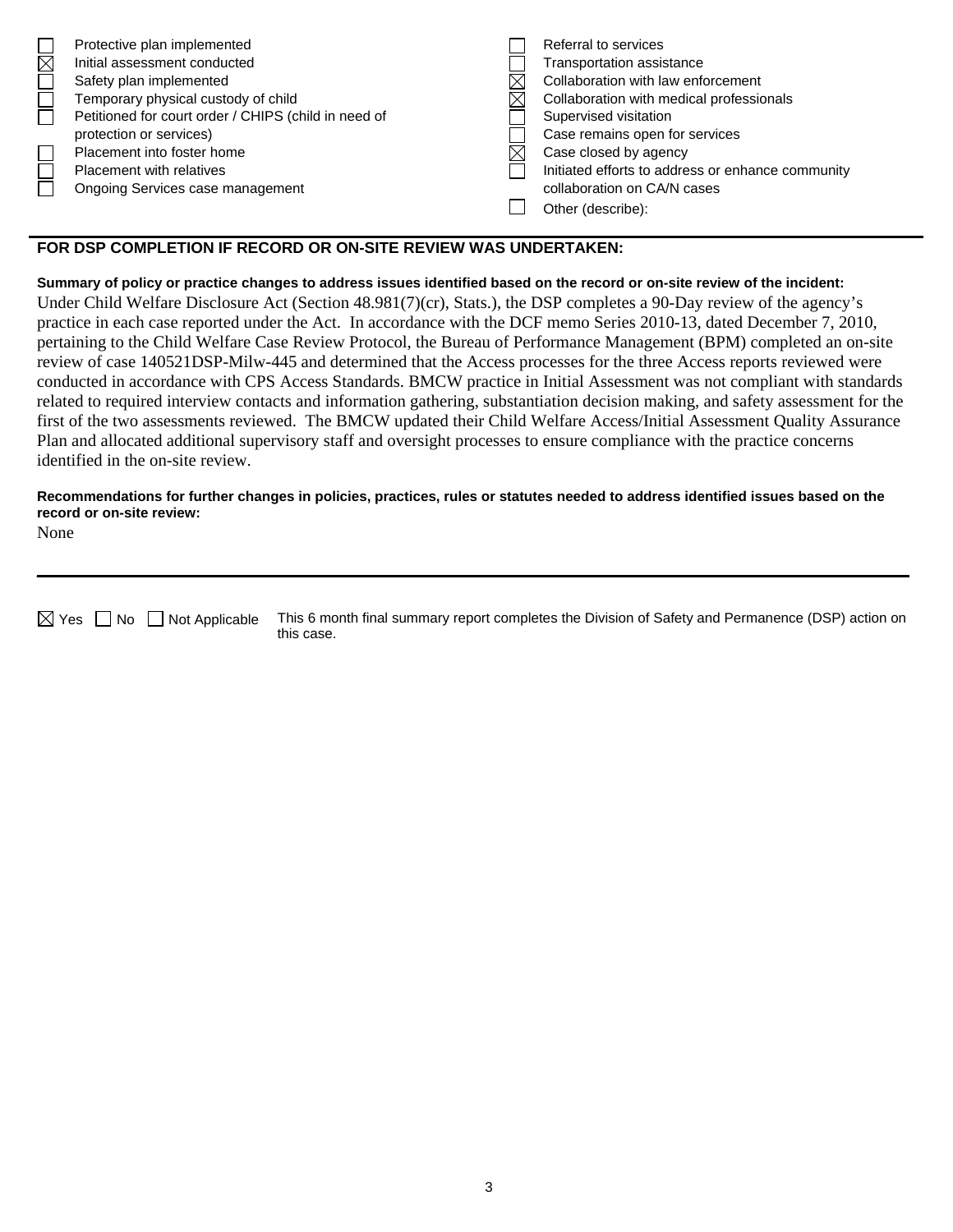- [ ] Protective plan implemented
- [x] Initial assessment conducted
- [ ] Safety plan implemented
- [ ] Temporary physical custody of child
- [ ] Petitioned for court order / CHIPS (child in need of protection or services)
- [ ] Placement into foster home
- [ ] Placement with relatives
- [ ] Ongoing Services case management
- [ ] Referral to services
- [ ] Transportation assistance
- [x] Collaboration with law enforcement
- [x] Collaboration with medical professionals
- [ ] Supervised visitation
- [ ] Case remains open for services
- [x] Case closed by agency
- [ ] Initiated efforts to address or enhance community collaboration on CA/N cases
- [ ] Other (describe):

## FOR DSP COMPLETION IF RECORD OR ON-SITE REVIEW WAS UNDERTAKEN:

**Summary of policy or practice changes to address issues identified based on the record or on-site review of the incident:**

Under Child Welfare Disclosure Act (Section 48.981(7)(cr), Stats.), the DSP completes a 90-Day review of the agency's practice in each case reported under the Act. In accordance with the DCF memo Series 2010-13, dated December 7, 2010, pertaining to the Child Welfare Case Review Protocol, the Bureau of Performance Management (BPM) completed an on-site review of case 140521DSP-Milw-445 and determined that the Access processes for the three Access reports reviewed were conducted in accordance with CPS Access Standards. BMCW practice in Initial Assessment was not compliant with standards related to required interview contacts and information gathering, substantiation decision making, and safety assessment for the first of the two assessments reviewed. The BMCW updated their Child Welfare Access/Initial Assessment Quality Assurance Plan and allocated additional supervisory staff and oversight processes to ensure compliance with the practice concerns identified in the on-site review.

**Recommendations for further changes in policies, practices, rules or statutes needed to address identified issues based on the record or on-site review:**

None

---

- [x] Yes
- [ ] No
- [ ] Not Applicable

This 6 month final summary report completes the Division of Safety and Permanence (DSP) action on this case.